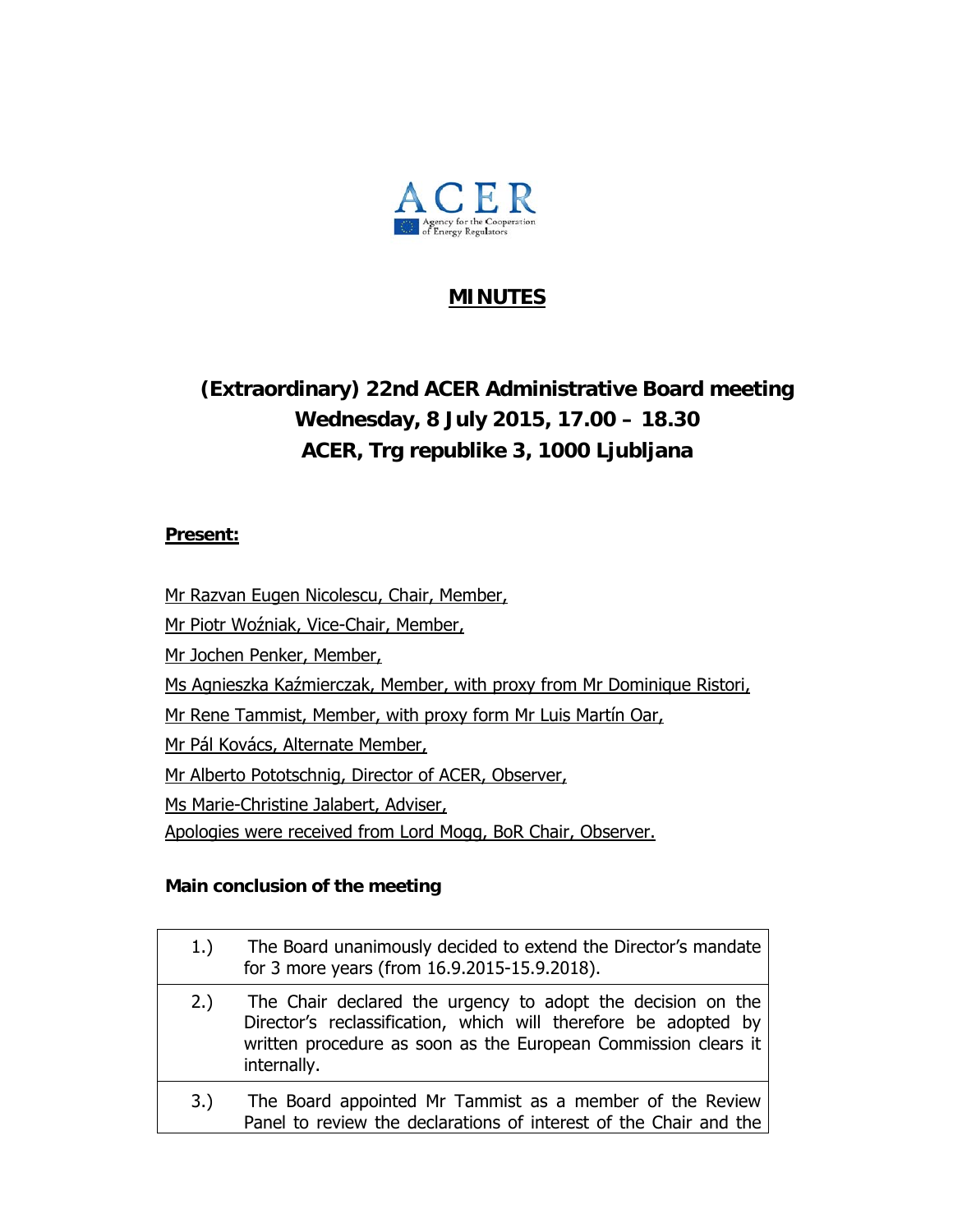# MINUTES

## (Extraordinary) 22nd ACER Administrative Board meeting
## Wednesday, 8 July 2015, 17.00 – 18.30
## ACER, Trg republike 3, 1000 Ljubljana

**Present:**

Mr Razvan Eugen Nicolescu, Chair, Member,

Mr Piotr Woźniak, Vice-Chair, Member,

Mr Jochen Penker, Member,

Ms Agnieszka Kaźmierczak, Member, with proxy from Mr Dominique Ristori,

Mr Rene Tammist, Member, with proxy form Mr Luis Martín Oar,

Mr Pál Kovács, Alternate Member,

Mr Alberto Pototschnig, Director of ACER, Observer,

Ms Marie-Christine Jalabert, Adviser,

Apologies were received from Lord Mogg, BoR Chair, Observer.

**Main conclusion of the meeting**

| | |
|---|---|
| 1.) | The Board unanimously decided to extend the Director's mandate for 3 more years (from 16.9.2015-15.9.2018). |
| 2.) | The Chair declared the urgency to adopt the decision on the Director's reclassification, which will therefore be adopted by written procedure as soon as the European Commission clears it internally. |
| 3.) | The Board appointed Mr Tammist as a member of the Review Panel to review the declarations of interest of the Chair and the |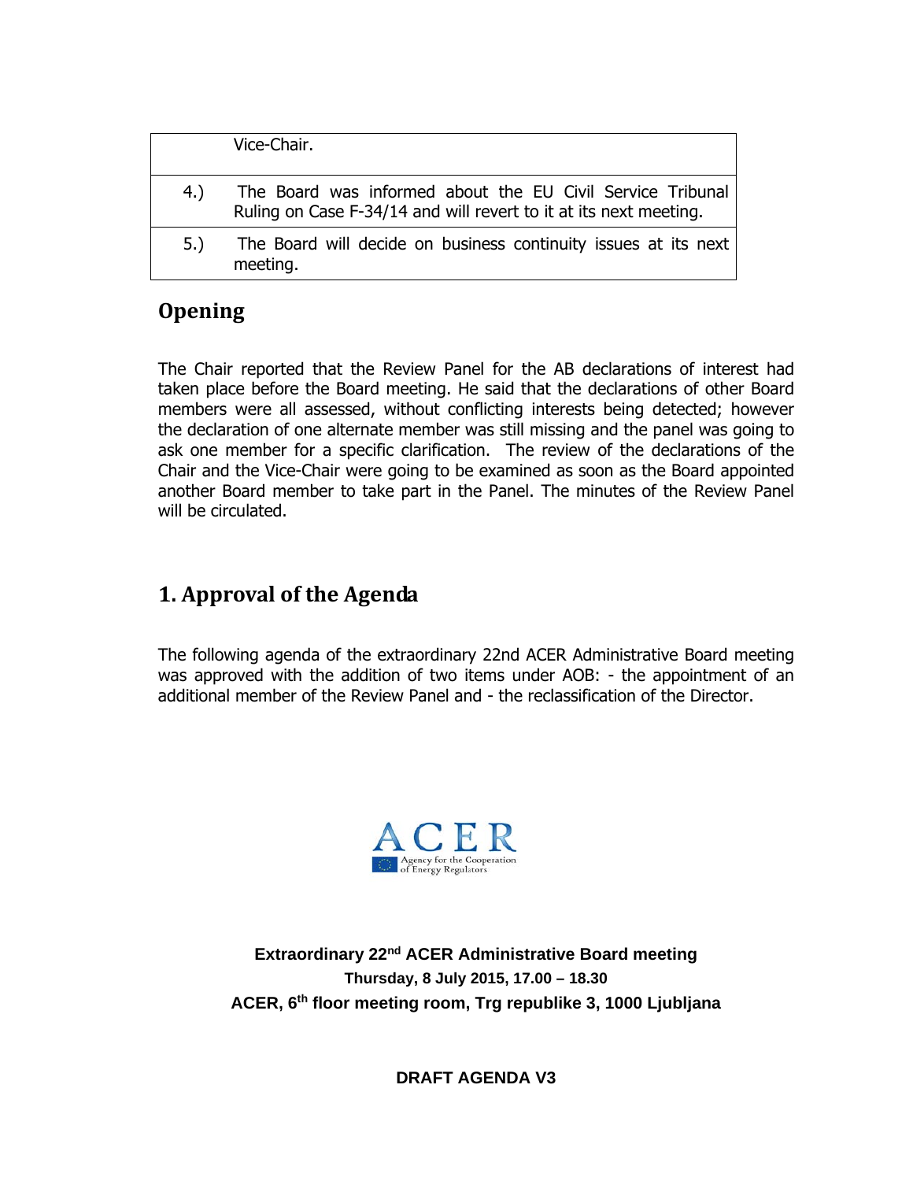| | |
|---|---|
| | Vice-Chair. |
| 4.) | The Board was informed about the EU Civil Service Tribunal Ruling on Case F-34/14 and will revert to it at its next meeting. |
| 5.) | The Board will decide on business continuity issues at its next meeting. |

## Opening

The Chair reported that the Review Panel for the AB declarations of interest had taken place before the Board meeting. He said that the declarations of other Board members were all assessed, without conflicting interests being detected; however the declaration of one alternate member was still missing and the panel was going to ask one member for a specific clarification. The review of the declarations of the Chair and the Vice-Chair were going to be examined as soon as the Board appointed another Board member to take part in the Panel. The minutes of the Review Panel will be circulated.

## 1. Approval of the Agenda

The following agenda of the extraordinary 22nd ACER Administrative Board meeting was approved with the addition of two items under AOB: - the appointment of an additional member of the Review Panel and - the reclassification of the Director.

ACER
Agency for the Cooperation of Energy Regulators

**Extraordinary 22nd ACER Administrative Board meeting**
**Thursday, 8 July 2015, 17.00 – 18.30**
**ACER, 6th floor meeting room, Trg republike 3, 1000 Ljubljana**

**DRAFT AGENDA V3**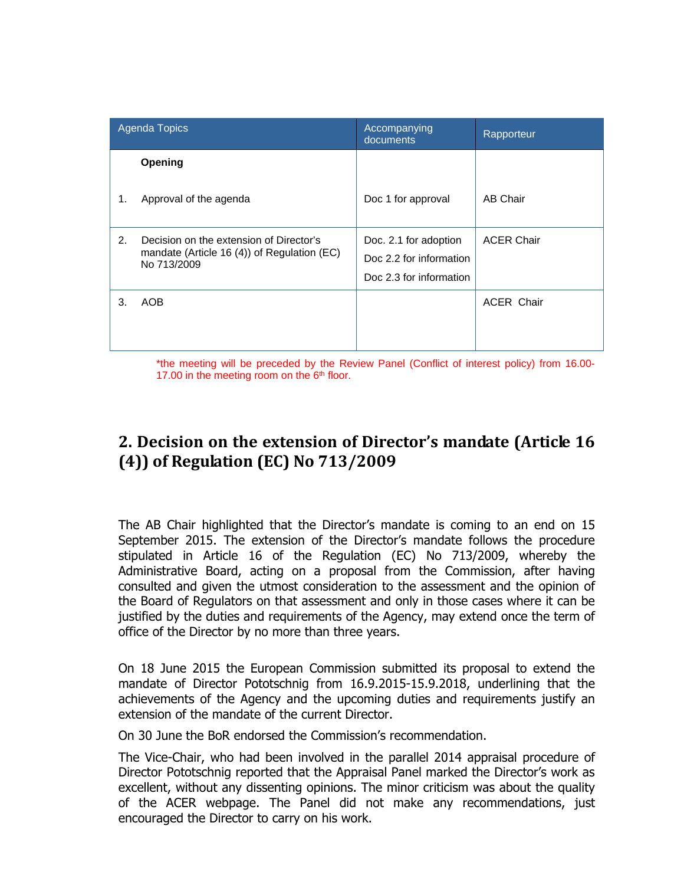| Agenda Topics | Accompanying documents | Rapporteur |
|---|---|---|
| **Opening** | | |
| 1. Approval of the agenda | Doc 1 for approval | AB Chair |
| 2. Decision on the extension of Director's mandate (Article 16 (4)) of Regulation (EC) No 713/2009 | Doc. 2.1 for adoption<br>Doc 2.2 for information<br>Doc 2.3 for information | ACER Chair |
| 3. AOB | | ACER Chair |

*the meeting will be preceded by the Review Panel (Conflict of interest policy) from 16.00-17.00 in the meeting room on the 6th floor.

## 2. Decision on the extension of Director's mandate (Article 16 (4)) of Regulation (EC) No 713/2009

The AB Chair highlighted that the Director's mandate is coming to an end on 15 September 2015. The extension of the Director's mandate follows the procedure stipulated in Article 16 of the Regulation (EC) No 713/2009, whereby the Administrative Board, acting on a proposal from the Commission, after having consulted and given the utmost consideration to the assessment and the opinion of the Board of Regulators on that assessment and only in those cases where it can be justified by the duties and requirements of the Agency, may extend once the term of office of the Director by no more than three years.

On 18 June 2015 the European Commission submitted its proposal to extend the mandate of Director Pototschnig from 16.9.2015-15.9.2018, underlining that the achievements of the Agency and the upcoming duties and requirements justify an extension of the mandate of the current Director.

On 30 June the BoR endorsed the Commission's recommendation.

The Vice-Chair, who had been involved in the parallel 2014 appraisal procedure of Director Pototschnig reported that the Appraisal Panel marked the Director's work as excellent, without any dissenting opinions. The minor criticism was about the quality of the ACER webpage. The Panel did not make any recommendations, just encouraged the Director to carry on his work.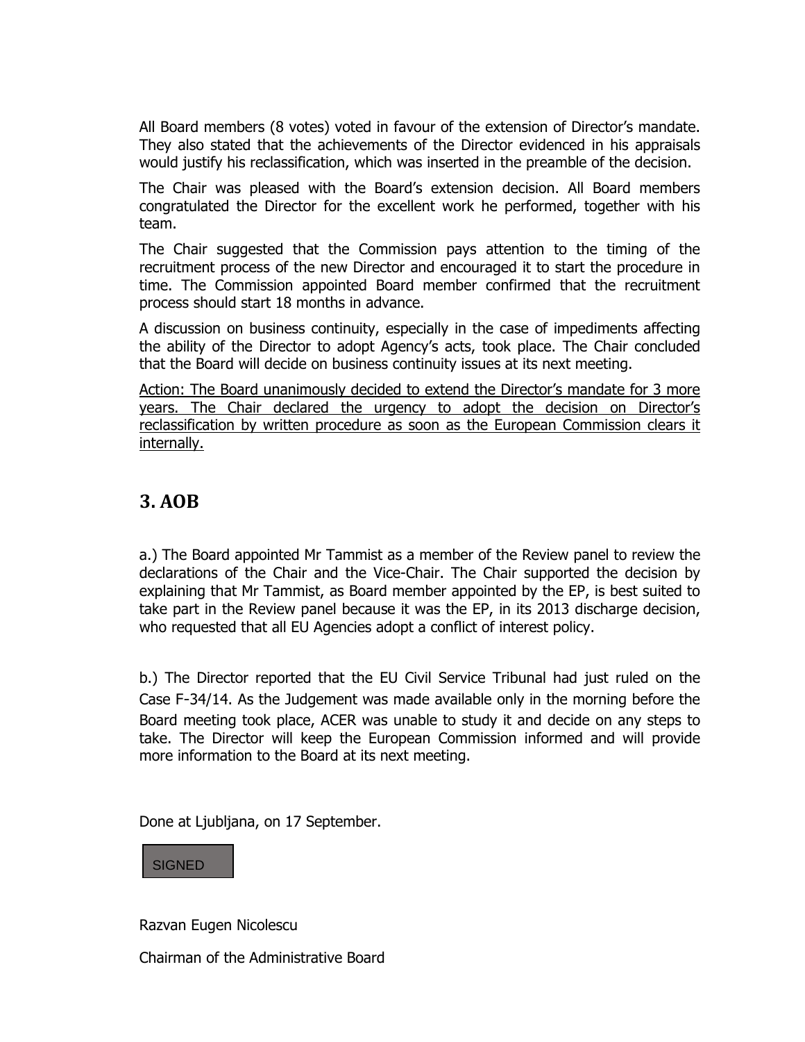All Board members (8 votes) voted in favour of the extension of Director's mandate. They also stated that the achievements of the Director evidenced in his appraisals would justify his reclassification, which was inserted in the preamble of the decision.

The Chair was pleased with the Board's extension decision. All Board members congratulated the Director for the excellent work he performed, together with his team.

The Chair suggested that the Commission pays attention to the timing of the recruitment process of the new Director and encouraged it to start the procedure in time. The Commission appointed Board member confirmed that the recruitment process should start 18 months in advance.

A discussion on business continuity, especially in the case of impediments affecting the ability of the Director to adopt Agency's acts, took place. The Chair concluded that the Board will decide on business continuity issues at its next meeting.

<u>Action: The Board unanimously decided to extend the Director's mandate for 3 more years. The Chair declared the urgency to adopt the decision on Director's reclassification by written procedure as soon as the European Commission clears it internally.</u>

## 3. AOB

a.) The Board appointed Mr Tammist as a member of the Review panel to review the declarations of the Chair and the Vice-Chair. The Chair supported the decision by explaining that Mr Tammist, as Board member appointed by the EP, is best suited to take part in the Review panel because it was the EP, in its 2013 discharge decision, who requested that all EU Agencies adopt a conflict of interest policy.

b.) The Director reported that the EU Civil Service Tribunal had just ruled on the Case F-34/14. As the Judgement was made available only in the morning before the Board meeting took place, ACER was unable to study it and decide on any steps to take. The Director will keep the European Commission informed and will provide more information to the Board at its next meeting.

Done at Ljubljana, on 17 September.

SIGNED

Razvan Eugen Nicolescu

Chairman of the Administrative Board